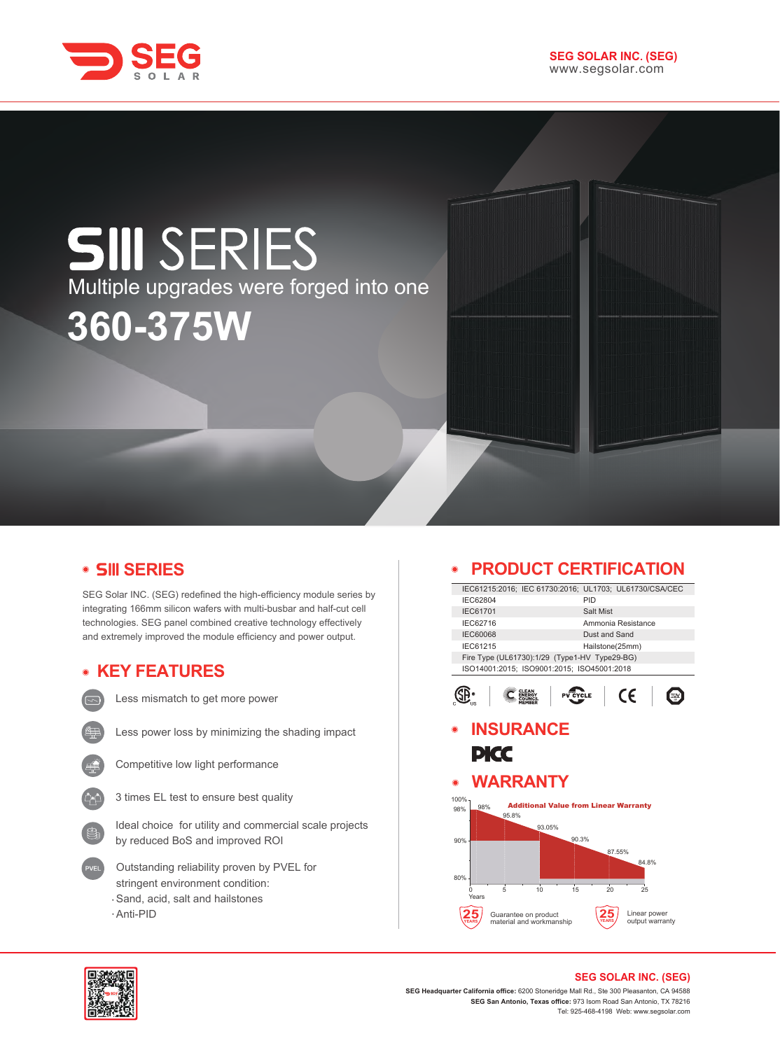SEG SOLAR

**SEG SOLAR INC. (SEG)**
www.segsolar.com

# SIII SERIES

Multiple upgrades were forged into one

**360-375W**

## SIII SERIES

SEG Solar INC. (SEG) redefined the high-efficiency module series by integrating 166mm silicon wafers with multi-busbar and half-cut cell technologies. SEG panel combined creative technology effectively and extremely improved the module efficiency and power output.

## KEY FEATURES

- Less mismatch to get more power
- Less power loss by minimizing the shading impact
- Competitive low light performance
- 3 times EL test to ensure best quality
- Ideal choice for utility and commercial scale projects by reduced BoS and improved ROI
- Outstanding reliability proven by PVEL for stringent environment condition:
  - Sand, acid, salt and hailstones
  - Anti-PID

## PRODUCT CERTIFICATION

| IEC61215:2016; IEC 61730:2016; UL1703; UL61730/CSA/CEC | |
|---|---|
| IEC62804 | PID |
| IEC61701 | Salt Mist |
| IEC62716 | Ammonia Resistance |
| IEC60068 | Dust and Sand |
| IEC61215 | Hailstone(25mm) |
| Fire Type (UL61730):1/29 (Type1-HV Type29-BG) | |
| ISO14001:2015; ISO9001:2015; ISO45001:2018 | |

## INSURANCE

PICC

## WARRANTY

Additional Value from Linear Warranty

| Years | 0 | 1 | 5 | 10 | 15 | 20 | 25 |
|---|---|---|---|---|---|---|---|
| Linear warranty | 100% | 98% | 95.8% | 93.05% | 90.3% | 87.55% | 84.8% |

25 YEARS — Guarantee on product material and workmanship

25 YEARS — Linear power output warranty

---

**SEG SOLAR INC. (SEG)**

**SEG Headquarter California office:** 6200 Stoneridge Mall Rd., Ste 300 Pleasanton, CA 94588
**SEG San Antonio, Texas office:** 973 Isom Road San Antonio, TX 78216
Tel: 925-468-4198 Web: www.segsolar.com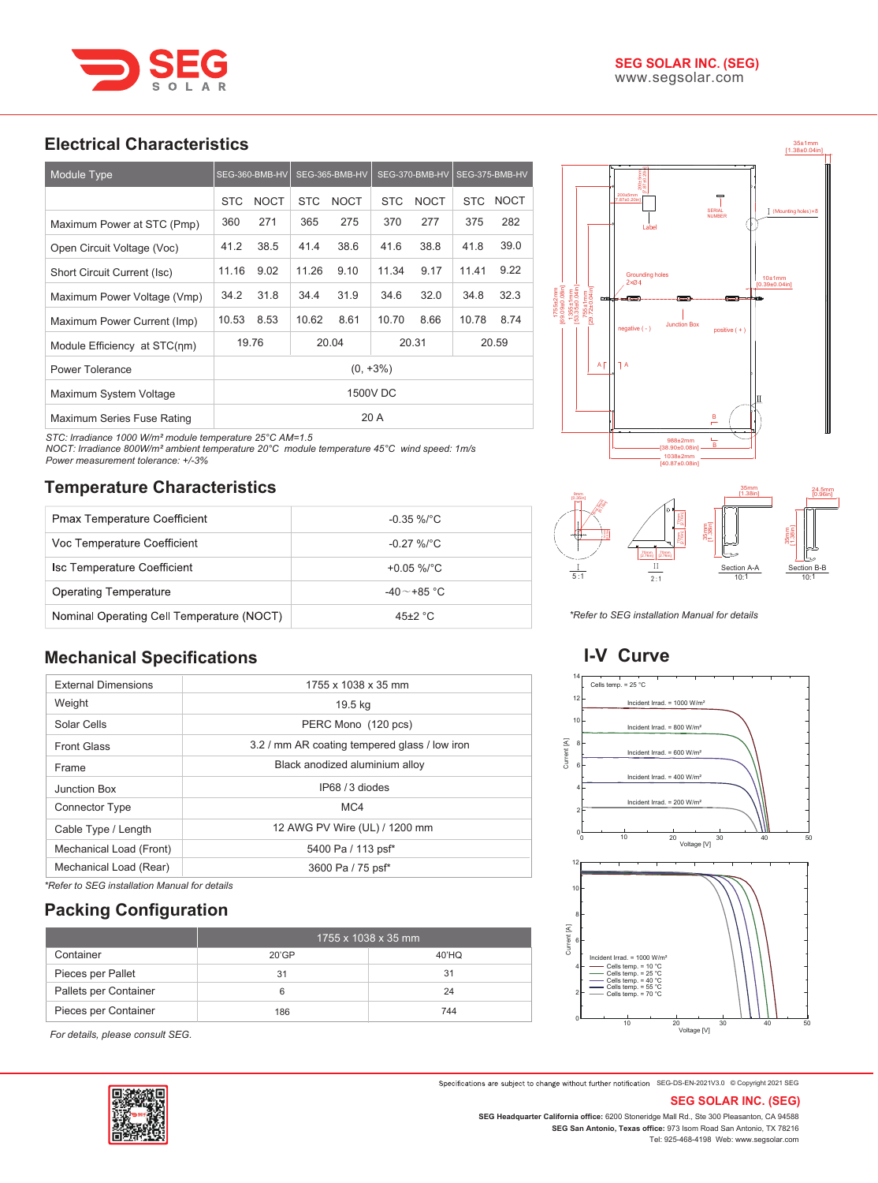SEG SOLAR INC. (SEG)
www.segsolar.com

## Electrical Characteristics

| Module Type | SEG-360-BMB-HV | | SEG-365-BMB-HV | | SEG-370-BMB-HV | | SEG-375-BMB-HV | |
|---|---|---|---|---|---|---|---|---|
| | STC | NOCT | STC | NOCT | STC | NOCT | STC | NOCT |
| Maximum Power at STC (Pmp) | 360 | 271 | 365 | 275 | 370 | 277 | 375 | 282 |
| Open Circuit Voltage (Voc) | 41.2 | 38.5 | 41.4 | 38.6 | 41.6 | 38.8 | 41.8 | 39.0 |
| Short Circuit Current (Isc) | 11.16 | 9.02 | 11.26 | 9.10 | 11.34 | 9.17 | 11.41 | 9.22 |
| Maximum Power Voltage (Vmp) | 34.2 | 31.8 | 34.4 | 31.9 | 34.6 | 32.0 | 34.8 | 32.3 |
| Maximum Power Current (Imp) | 10.53 | 8.53 | 10.62 | 8.61 | 10.70 | 8.66 | 10.78 | 8.74 |
| Module Efficiency at STC(ηm) | 19.76 | | 20.04 | | 20.31 | | 20.59 | |
| Power Tolerance | (0, +3%) | | | | | | | |
| Maximum System Voltage | 1500V DC | | | | | | | |
| Maximum Series Fuse Rating | 20 A | | | | | | | |

*STC: Irradiance 1000 W/m² module temperature 25°C AM=1.5*
*NOCT: Irradiance 800W/m² ambient temperature 20°C module temperature 45°C wind speed: 1m/s*
*Power measurement tolerance: +/-3%*

35±1mm [1.38±0.04in]
200±5mm [7.87±0.20in]
Label
SERIAL NUMBER
(Mounting holes)×8
Grounding holes 2×Ø4
10±1mm [0.39±0.04in]
1755±2mm [69.09±0.08in]
1355±1mm [53.35±0.04in]
755±1mm [29.72±0.04in]
negative ( - )
Junction Box
positive ( + )
A A
B B
988±2mm [38.90±0.08in]
1038±2mm [40.87±0.08in]
I 5:1
II 2:1
Section A-A 10:1
Section B-B 10:1
35mm [1.38in]
24.5mm [0.96in]

*Refer to SEG installation Manual for details

## Temperature Characteristics

| | |
|---|---|
| Pmax Temperature Coefficient | -0.35 %/°C |
| Voc Temperature Coefficient | -0.27 %/°C |
| Isc Temperature Coefficient | +0.05 %/°C |
| Operating Temperature | -40 ~ +85 °C |
| Nominal Operating Cell Temperature (NOCT) | 45±2 °C |

## Mechanical Specifications

| | |
|---|---|
| External Dimensions | 1755 x 1038 x 35 mm |
| Weight | 19.5 kg |
| Solar Cells | PERC Mono (120 pcs) |
| Front Glass | 3.2 / mm AR coating tempered glass / low iron |
| Frame | Black anodized aluminium alloy |
| Junction Box | IP68 / 3 diodes |
| Connector Type | MC4 |
| Cable Type / Length | 12 AWG PV Wire (UL) / 1200 mm |
| Mechanical Load (Front) | 5400 Pa / 113 psf* |
| Mechanical Load (Rear) | 3600 Pa / 75 psf* |

*Refer to SEG installation Manual for details

## I-V Curve

Cells temp. = 25 °C
Incident Irrad. = 1000 W/m²
Incident Irrad. = 800 W/m²
Incident Irrad. = 600 W/m²
Incident Irrad. = 400 W/m²
Incident Irrad. = 200 W/m²
Current [A]
Voltage [V]

Incident Irrad. = 1000 W/m²
Cells temp. = 10 °C
Cells temp. = 25 °C
Cells temp. = 40 °C
Cells temp. = 55 °C
Cells temp. = 70 °C
Current [A]
Voltage [V]

## Packing Configuration

| | 1755 x 1038 x 35 mm | |
|---|---|---|
| Container | 20'GP | 40'HQ |
| Pieces per Pallet | 31 | 31 |
| Pallets per Container | 6 | 24 |
| Pieces per Container | 186 | 744 |

*For details, please consult SEG.*

Specifications are subject to change without further notification SEG-DS-EN-2021V3.0 © Copyright 2021 SEG

**SEG SOLAR INC. (SEG)**

**SEG Headquarter California office:** 6200 Stoneridge Mall Rd., Ste 300 Pleasanton, CA 94588
**SEG San Antonio, Texas office:** 973 Isom Road San Antonio, TX 78216
Tel: 925-468-4198 Web: www.segsolar.com